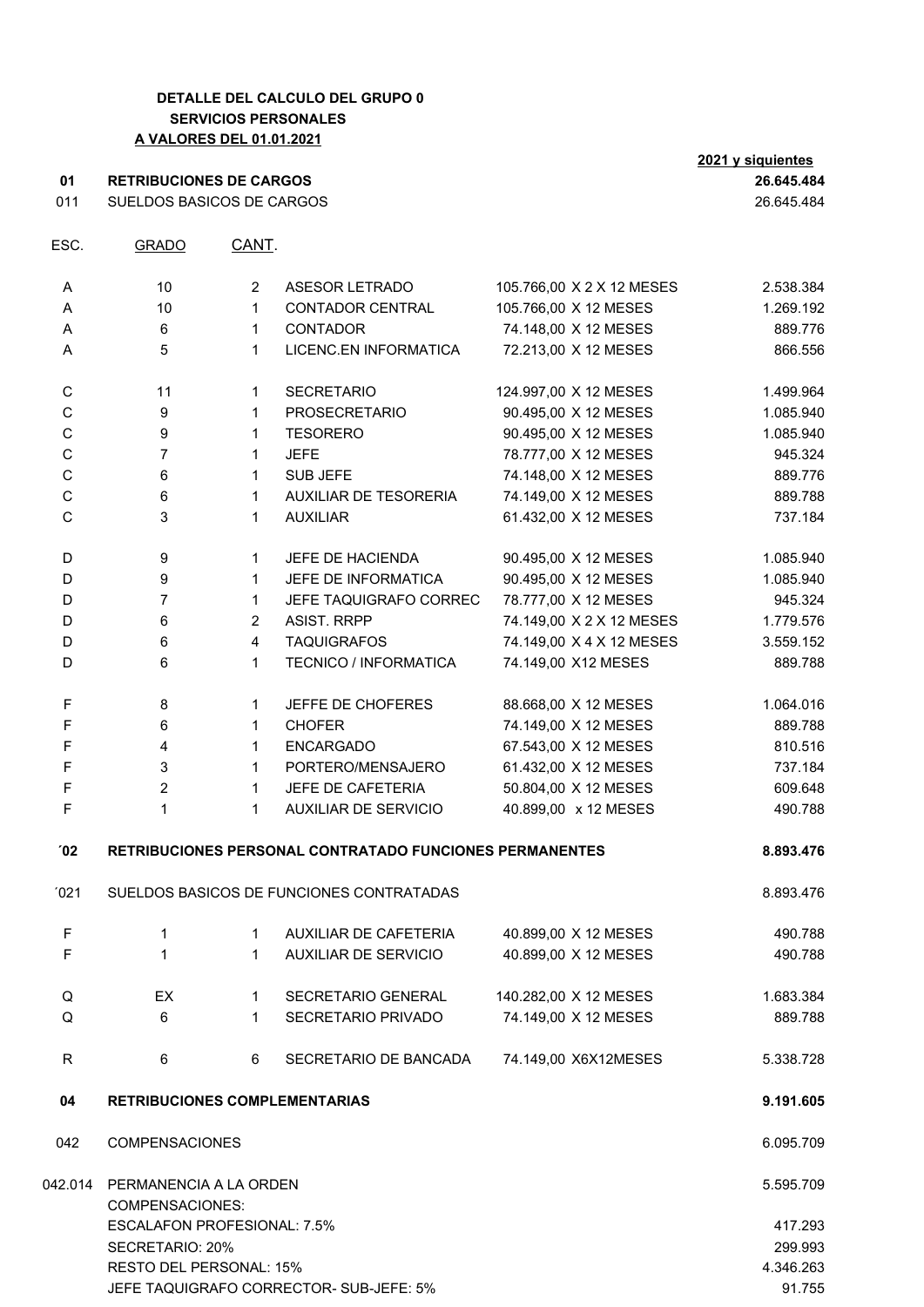**DETALLE DEL CALCULO DEL GRUPO 0**
**SERVICIOS PERSONALES**
**A VALORES DEL 01.01.2021**

| ESC. | GRADO | CANT. | | | 2021 y siguientes |
|---|---|---|---|---|---|
| **01** | **RETRIBUCIONES DE CARGOS** | | | | **26.645.484** |
| 011 | SUELDOS BASICOS DE CARGOS | | | | 26.645.484 |
| A | 10 | 2 | ASESOR LETRADO | 105.766,00 X 2 X 12 MESES | 2.538.384 |
| A | 10 | 1 | CONTADOR CENTRAL | 105.766,00 X 12 MESES | 1.269.192 |
| A | 6 | 1 | CONTADOR | 74.148,00 X 12 MESES | 889.776 |
| A | 5 | 1 | LICENC.EN INFORMATICA | 72.213,00 X 12 MESES | 866.556 |
| C | 11 | 1 | SECRETARIO | 124.997,00 X 12 MESES | 1.499.964 |
| C | 9 | 1 | PROSECRETARIO | 90.495,00 X 12 MESES | 1.085.940 |
| C | 9 | 1 | TESORERO | 90.495,00 X 12 MESES | 1.085.940 |
| C | 7 | 1 | JEFE | 78.777,00 X 12 MESES | 945.324 |
| C | 6 | 1 | SUB JEFE | 74.148,00 X 12 MESES | 889.776 |
| C | 6 | 1 | AUXILIAR DE TESORERIA | 74.149,00 X 12 MESES | 889.788 |
| C | 3 | 1 | AUXILIAR | 61.432,00 X 12 MESES | 737.184 |
| D | 9 | 1 | JEFE DE HACIENDA | 90.495,00 X 12 MESES | 1.085.940 |
| D | 9 | 1 | JEFE DE INFORMATICA | 90.495,00 X 12 MESES | 1.085.940 |
| D | 7 | 1 | JEFE TAQUIGRAFO CORREC | 78.777,00 X 12 MESES | 945.324 |
| D | 6 | 2 | ASIST. RRPP | 74.149,00 X 2 X 12 MESES | 1.779.576 |
| D | 6 | 4 | TAQUIGRAFOS | 74.149,00 X 4 X 12 MESES | 3.559.152 |
| D | 6 | 1 | TECNICO / INFORMATICA | 74.149,00 X12 MESES | 889.788 |
| F | 8 | 1 | JEFFE DE CHOFERES | 88.668,00 X 12 MESES | 1.064.016 |
| F | 6 | 1 | CHOFER | 74.149,00 X 12 MESES | 889.788 |
| F | 4 | 1 | ENCARGADO | 67.543,00 X 12 MESES | 810.516 |
| F | 3 | 1 | PORTERO/MENSAJERO | 61.432,00 X 12 MESES | 737.184 |
| F | 2 | 1 | JEFE DE CAFETERIA | 50.804,00 X 12 MESES | 609.648 |
| F | 1 | 1 | AUXILIAR DE SERVICIO | 40.899,00 x 12 MESES | 490.788 |
| **´02** | **RETRIBUCIONES PERSONAL CONTRATADO FUNCIONES PERMANENTES** | | | | **8.893.476** |
| ´021 | SUELDOS BASICOS DE FUNCIONES CONTRATADAS | | | | 8.893.476 |
| F | 1 | 1 | AUXILIAR DE CAFETERIA | 40.899,00 X 12 MESES | 490.788 |
| F | 1 | 1 | AUXILIAR DE SERVICIO | 40.899,00 X 12 MESES | 490.788 |
| Q | EX | 1 | SECRETARIO GENERAL | 140.282,00 X 12 MESES | 1.683.384 |
| Q | 6 | 1 | SECRETARIO PRIVADO | 74.149,00 X 12 MESES | 889.788 |
| R | 6 | 6 | SECRETARIO DE BANCADA | 74.149,00 X6X12MESES | 5.338.728 |
| **04** | **RETRIBUCIONES COMPLEMENTARIAS** | | | | **9.191.605** |
| 042 | COMPENSACIONES | | | | 6.095.709 |
| 042.014 | PERMANENCIA A LA ORDEN | | | | 5.595.709 |
| | COMPENSACIONES: | | | | |
| | ESCALAFON PROFESIONAL: 7.5% | | | | 417.293 |
| | SECRETARIO: 20% | | | | 299.993 |
| | RESTO DEL PERSONAL: 15% | | | | 4.346.263 |
| | JEFE TAQUIGRAFO CORRECTOR- SUB-JEFE: 5% | | | | 91.755 |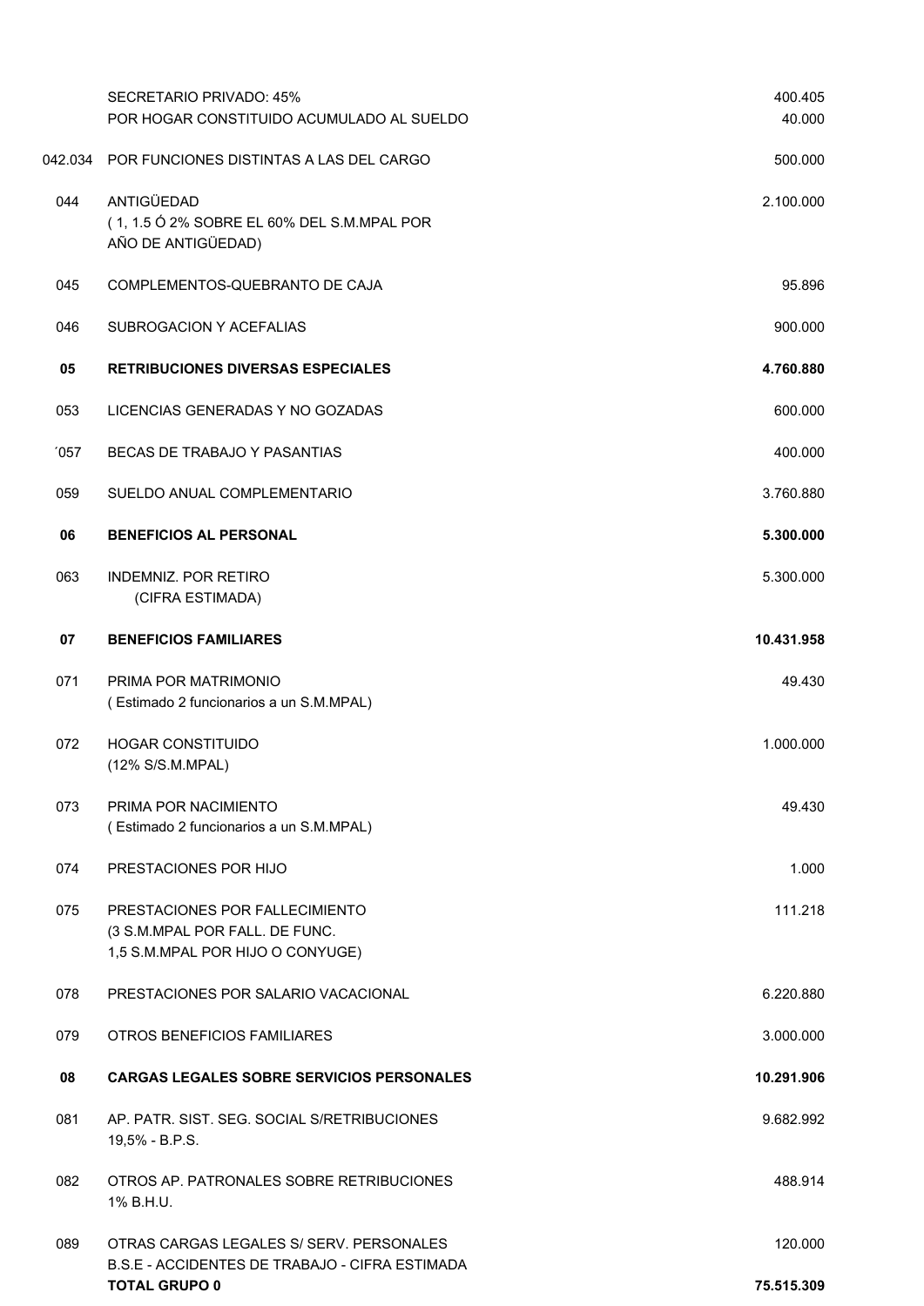| | | |
|---|---|---|
| | SECRETARIO PRIVADO: 45% | 400.405 |
| | POR HOGAR CONSTITUIDO ACUMULADO AL SUELDO | 40.000 |
| 042.034 | POR FUNCIONES DISTINTAS A LAS DEL CARGO | 500.000 |
| 044 | ANTIGÜEDAD<br>( 1, 1.5 Ó 2% SOBRE EL 60% DEL S.M.MPAL POR AÑO DE ANTIGÜEDAD) | 2.100.000 |
| 045 | COMPLEMENTOS-QUEBRANTO DE CAJA | 95.896 |
| 046 | SUBROGACION Y ACEFALIAS | 900.000 |
| **05** | **RETRIBUCIONES DIVERSAS ESPECIALES** | **4.760.880** |
| 053 | LICENCIAS GENERADAS Y NO GOZADAS | 600.000 |
| ´057 | BECAS DE TRABAJO Y PASANTIAS | 400.000 |
| 059 | SUELDO ANUAL COMPLEMENTARIO | 3.760.880 |
| **06** | **BENEFICIOS AL PERSONAL** | **5.300.000** |
| 063 | INDEMNIZ. POR RETIRO<br>(CIFRA ESTIMADA) | 5.300.000 |
| **07** | **BENEFICIOS FAMILIARES** | **10.431.958** |
| 071 | PRIMA POR MATRIMONIO<br>( Estimado 2 funcionarios a un S.M.MPAL) | 49.430 |
| 072 | HOGAR CONSTITUIDO<br>(12% S/S.M.MPAL) | 1.000.000 |
| 073 | PRIMA POR NACIMIENTO<br>( Estimado 2 funcionarios a un S.M.MPAL) | 49.430 |
| 074 | PRESTACIONES POR HIJO | 1.000 |
| 075 | PRESTACIONES POR FALLECIMIENTO<br>(3 S.M.MPAL POR FALL. DE FUNC.<br>1,5 S.M.MPAL POR HIJO O CONYUGE) | 111.218 |
| 078 | PRESTACIONES POR SALARIO VACACIONAL | 6.220.880 |
| 079 | OTROS BENEFICIOS FAMILIARES | 3.000.000 |
| **08** | **CARGAS LEGALES SOBRE SERVICIOS PERSONALES** | **10.291.906** |
| 081 | AP. PATR. SIST. SEG. SOCIAL S/RETRIBUCIONES<br>19,5% - B.P.S. | 9.682.992 |
| 082 | OTROS AP. PATRONALES SOBRE RETRIBUCIONES<br>1% B.H.U. | 488.914 |
| 089 | OTRAS CARGAS LEGALES S/ SERV. PERSONALES<br>B.S.E - ACCIDENTES DE TRABAJO - CIFRA ESTIMADA | 120.000 |
| | **TOTAL GRUPO 0** | **75.515.309** |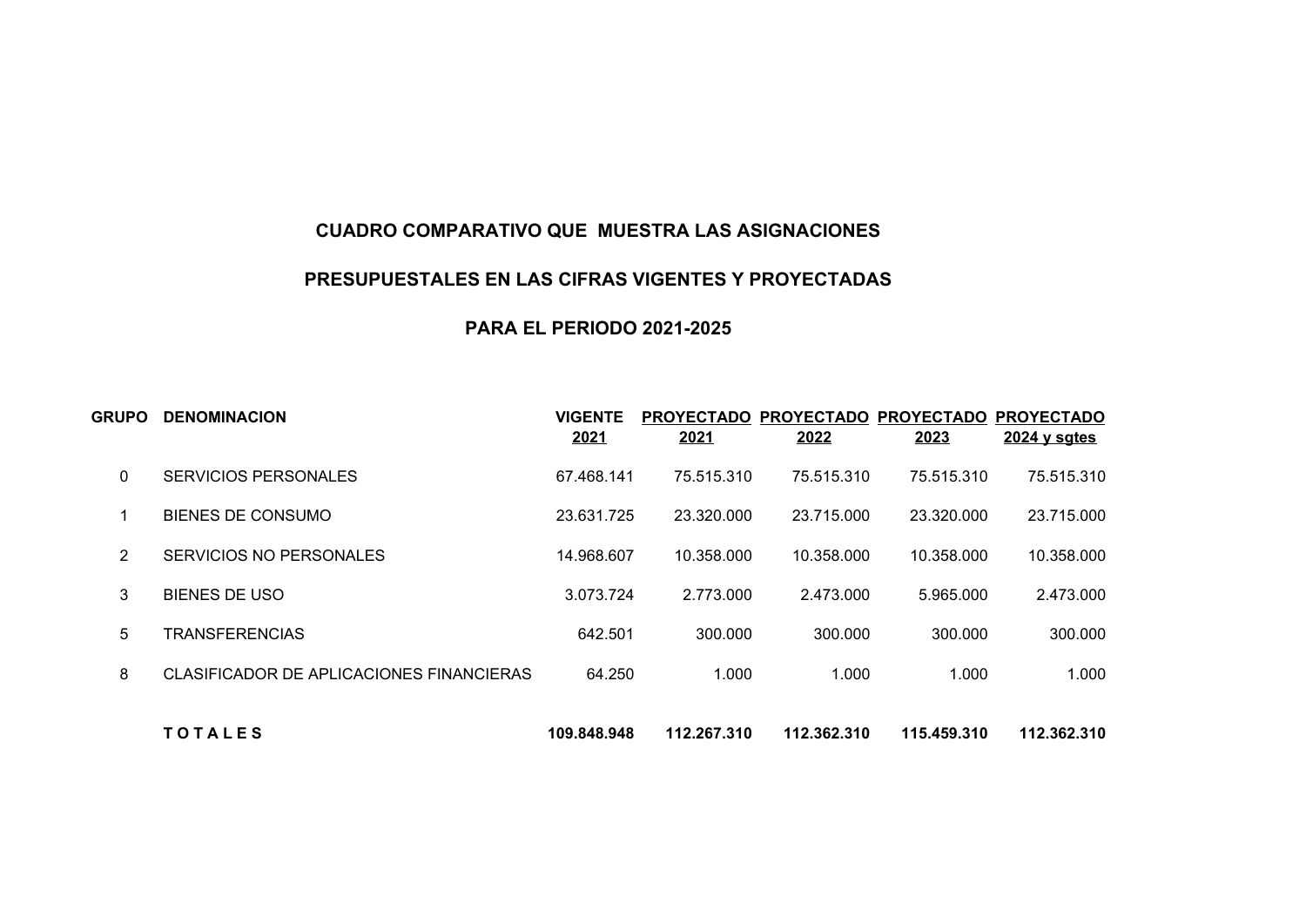## CUADRO COMPARATIVO QUE MUESTRA LAS ASIGNACIONES

## PRESUPUESTALES EN LAS CIFRAS VIGENTES Y PROYECTADAS

## PARA EL PERIODO 2021-2025

| GRUPO | DENOMINACION | VIGENTE 2021 | PROYECTADO 2021 | PROYECTADO 2022 | PROYECTADO 2023 | PROYECTADO 2024 y sgtes |
|---|---|---|---|---|---|---|
| 0 | SERVICIOS PERSONALES | 67.468.141 | 75.515.310 | 75.515.310 | 75.515.310 | 75.515.310 |
| 1 | BIENES DE CONSUMO | 23.631.725 | 23.320.000 | 23.715.000 | 23.320.000 | 23.715.000 |
| 2 | SERVICIOS NO PERSONALES | 14.968.607 | 10.358.000 | 10.358.000 | 10.358.000 | 10.358.000 |
| 3 | BIENES DE USO | 3.073.724 | 2.773.000 | 2.473.000 | 5.965.000 | 2.473.000 |
| 5 | TRANSFERENCIAS | 642.501 | 300.000 | 300.000 | 300.000 | 300.000 |
| 8 | CLASIFICADOR DE APLICACIONES FINANCIERAS | 64.250 | 1.000 | 1.000 | 1.000 | 1.000 |
| | **T O T A L E S** | **109.848.948** | **112.267.310** | **112.362.310** | **115.459.310** | **112.362.310** |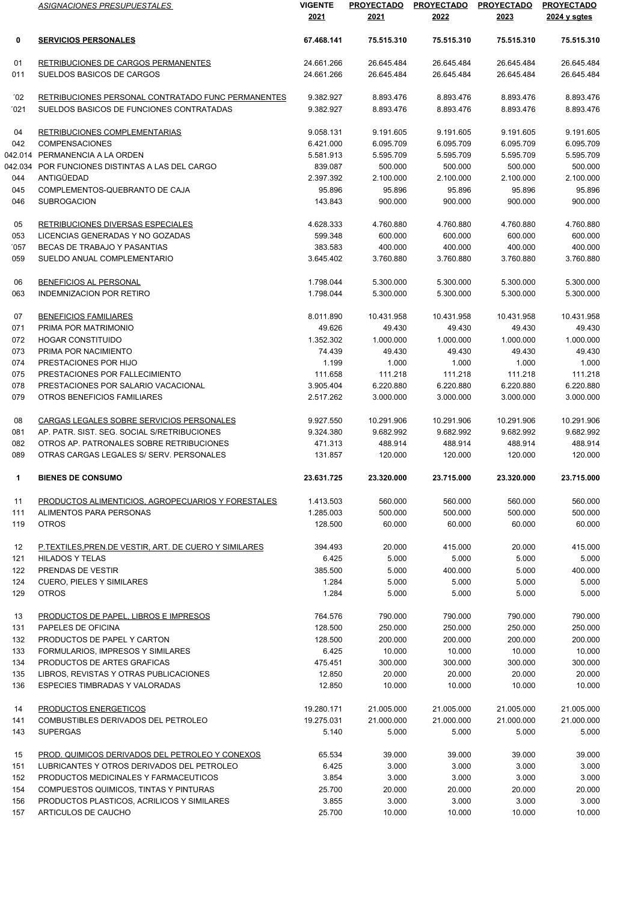| | ASIGNACIONES PRESUPUESTALES | VIGENTE 2021 | PROYECTADO 2021 | PROYECTADO 2022 | PROYECTADO 2023 | PROYECTADO 2024 y sgtes |
|---|---|---|---|---|---|---|
| **0** | **SERVICIOS PERSONALES** | **67.468.141** | **75.515.310** | **75.515.310** | **75.515.310** | **75.515.310** |
| 01 | RETRIBUCIONES DE CARGOS PERMANENTES | 24.661.266 | 26.645.484 | 26.645.484 | 26.645.484 | 26.645.484 |
| 011 | SUELDOS BASICOS DE CARGOS | 24.661.266 | 26.645.484 | 26.645.484 | 26.645.484 | 26.645.484 |
| ´02 | RETRIBUCIONES PERSONAL CONTRATADO FUNC PERMANENTES | 9.382.927 | 8.893.476 | 8.893.476 | 8.893.476 | 8.893.476 |
| ´021 | SUELDOS BASICOS DE FUNCIONES CONTRATADAS | 9.382.927 | 8.893.476 | 8.893.476 | 8.893.476 | 8.893.476 |
| 04 | RETRIBUCIONES COMPLEMENTARIAS | 9.058.131 | 9.191.605 | 9.191.605 | 9.191.605 | 9.191.605 |
| 042 | COMPENSACIONES | 6.421.000 | 6.095.709 | 6.095.709 | 6.095.709 | 6.095.709 |
| 042.014 | PERMANENCIA A LA ORDEN | 5.581.913 | 5.595.709 | 5.595.709 | 5.595.709 | 5.595.709 |
| 042.034 | POR FUNCIONES DISTINTAS A LAS DEL CARGO | 839.087 | 500.000 | 500.000 | 500.000 | 500.000 |
| 044 | ANTIGÜEDAD | 2.397.392 | 2.100.000 | 2.100.000 | 2.100.000 | 2.100.000 |
| 045 | COMPLEMENTOS-QUEBRANTO DE CAJA | 95.896 | 95.896 | 95.896 | 95.896 | 95.896 |
| 046 | SUBROGACION | 143.843 | 900.000 | 900.000 | 900.000 | 900.000 |
| 05 | RETRIBUCIONES DIVERSAS ESPECIALES | 4.628.333 | 4.760.880 | 4.760.880 | 4.760.880 | 4.760.880 |
| 053 | LICENCIAS GENERADAS Y NO GOZADAS | 599.348 | 600.000 | 600.000 | 600.000 | 600.000 |
| ´057 | BECAS DE TRABAJO Y PASANTIAS | 383.583 | 400.000 | 400.000 | 400.000 | 400.000 |
| 059 | SUELDO ANUAL COMPLEMENTARIO | 3.645.402 | 3.760.880 | 3.760.880 | 3.760.880 | 3.760.880 |
| 06 | BENEFICIOS AL PERSONAL | 1.798.044 | 5.300.000 | 5.300.000 | 5.300.000 | 5.300.000 |
| 063 | INDEMNIZACION POR RETIRO | 1.798.044 | 5.300.000 | 5.300.000 | 5.300.000 | 5.300.000 |
| 07 | BENEFICIOS FAMILIARES | 8.011.890 | 10.431.958 | 10.431.958 | 10.431.958 | 10.431.958 |
| 071 | PRIMA POR MATRIMONIO | 49.626 | 49.430 | 49.430 | 49.430 | 49.430 |
| 072 | HOGAR CONSTITUIDO | 1.352.302 | 1.000.000 | 1.000.000 | 1.000.000 | 1.000.000 |
| 073 | PRIMA POR NACIMIENTO | 74.439 | 49.430 | 49.430 | 49.430 | 49.430 |
| 074 | PRESTACIONES POR HIJO | 1.199 | 1.000 | 1.000 | 1.000 | 1.000 |
| 075 | PRESTACIONES POR FALLECIMIENTO | 111.658 | 111.218 | 111.218 | 111.218 | 111.218 |
| 078 | PRESTACIONES POR SALARIO VACACIONAL | 3.905.404 | 6.220.880 | 6.220.880 | 6.220.880 | 6.220.880 |
| 079 | OTROS BENEFICIOS FAMILIARES | 2.517.262 | 3.000.000 | 3.000.000 | 3.000.000 | 3.000.000 |
| 08 | CARGAS LEGALES SOBRE SERVICIOS PERSONALES | 9.927.550 | 10.291.906 | 10.291.906 | 10.291.906 | 10.291.906 |
| 081 | AP. PATR. SIST. SEG. SOCIAL S/RETRIBUCIONES | 9.324.380 | 9.682.992 | 9.682.992 | 9.682.992 | 9.682.992 |
| 082 | OTROS AP. PATRONALES SOBRE RETRIBUCIONES | 471.313 | 488.914 | 488.914 | 488.914 | 488.914 |
| 089 | OTRAS CARGAS LEGALES S/ SERV. PERSONALES | 131.857 | 120.000 | 120.000 | 120.000 | 120.000 |
| **1** | **BIENES DE CONSUMO** | **23.631.725** | **23.320.000** | **23.715.000** | **23.320.000** | **23.715.000** |
| 11 | PRODUCTOS ALIMENTICIOS, AGROPECUARIOS Y FORESTALES | 1.413.503 | 560.000 | 560.000 | 560.000 | 560.000 |
| 111 | ALIMENTOS PARA PERSONAS | 1.285.003 | 500.000 | 500.000 | 500.000 | 500.000 |
| 119 | OTROS | 128.500 | 60.000 | 60.000 | 60.000 | 60.000 |
| 12 | P.TEXTILES,PREN.DE VESTIR, ART. DE CUERO Y SIMILARES | 394.493 | 20.000 | 415.000 | 20.000 | 415.000 |
| 121 | HILADOS Y TELAS | 6.425 | 5.000 | 5.000 | 5.000 | 5.000 |
| 122 | PRENDAS DE VESTIR | 385.500 | 5.000 | 400.000 | 5.000 | 400.000 |
| 124 | CUERO, PIELES Y SIMILARES | 1.284 | 5.000 | 5.000 | 5.000 | 5.000 |
| 129 | OTROS | 1.284 | 5.000 | 5.000 | 5.000 | 5.000 |
| 13 | PRODUCTOS DE PAPEL, LIBROS E IMPRESOS | 764.576 | 790.000 | 790.000 | 790.000 | 790.000 |
| 131 | PAPELES DE OFICINA | 128.500 | 250.000 | 250.000 | 250.000 | 250.000 |
| 132 | PRODUCTOS DE PAPEL Y CARTON | 128.500 | 200.000 | 200.000 | 200.000 | 200.000 |
| 133 | FORMULARIOS, IMPRESOS Y SIMILARES | 6.425 | 10.000 | 10.000 | 10.000 | 10.000 |
| 134 | PRODUCTOS DE ARTES GRAFICAS | 475.451 | 300.000 | 300.000 | 300.000 | 300.000 |
| 135 | LIBROS, REVISTAS Y OTRAS PUBLICACIONES | 12.850 | 20.000 | 20.000 | 20.000 | 20.000 |
| 136 | ESPECIES TIMBRADAS Y VALORADAS | 12.850 | 10.000 | 10.000 | 10.000 | 10.000 |
| 14 | PRODUCTOS ENERGETICOS | 19.280.171 | 21.005.000 | 21.005.000 | 21.005.000 | 21.005.000 |
| 141 | COMBUSTIBLES DERIVADOS DEL PETROLEO | 19.275.031 | 21.000.000 | 21.000.000 | 21.000.000 | 21.000.000 |
| 143 | SUPERGAS | 5.140 | 5.000 | 5.000 | 5.000 | 5.000 |
| 15 | PROD. QUIMICOS DERIVADOS DEL PETROLEO Y CONEXOS | 65.534 | 39.000 | 39.000 | 39.000 | 39.000 |
| 151 | LUBRICANTES Y OTROS DERIVADOS DEL PETROLEO | 6.425 | 3.000 | 3.000 | 3.000 | 3.000 |
| 152 | PRODUCTOS MEDICINALES Y FARMACEUTICOS | 3.854 | 3.000 | 3.000 | 3.000 | 3.000 |
| 154 | COMPUESTOS QUIMICOS, TINTAS Y PINTURAS | 25.700 | 20.000 | 20.000 | 20.000 | 20.000 |
| 156 | PRODUCTOS PLASTICOS, ACRILICOS Y SIMILARES | 3.855 | 3.000 | 3.000 | 3.000 | 3.000 |
| 157 | ARTICULOS DE CAUCHO | 25.700 | 10.000 | 10.000 | 10.000 | 10.000 |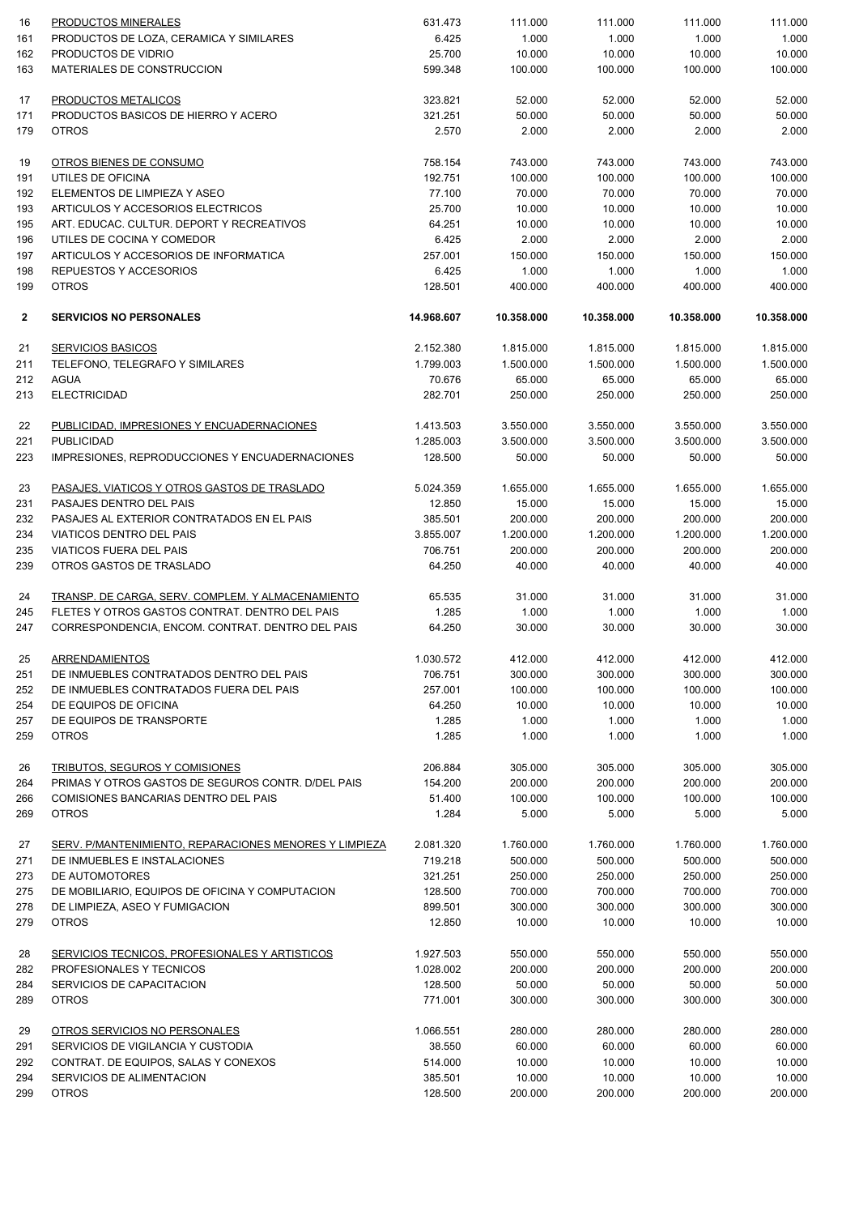| | | | | | | |
|---|---|---|---|---|---|---|
| 16 | PRODUCTOS MINERALES | 631.473 | 111.000 | 111.000 | 111.000 | 111.000 |
| 161 | PRODUCTOS DE LOZA, CERAMICA Y SIMILARES | 6.425 | 1.000 | 1.000 | 1.000 | 1.000 |
| 162 | PRODUCTOS DE VIDRIO | 25.700 | 10.000 | 10.000 | 10.000 | 10.000 |
| 163 | MATERIALES DE CONSTRUCCION | 599.348 | 100.000 | 100.000 | 100.000 | 100.000 |
| | | | | | | |
| 17 | PRODUCTOS METALICOS | 323.821 | 52.000 | 52.000 | 52.000 | 52.000 |
| 171 | PRODUCTOS BASICOS DE HIERRO Y ACERO | 321.251 | 50.000 | 50.000 | 50.000 | 50.000 |
| 179 | OTROS | 2.570 | 2.000 | 2.000 | 2.000 | 2.000 |
| | | | | | | |
| 19 | OTROS BIENES DE CONSUMO | 758.154 | 743.000 | 743.000 | 743.000 | 743.000 |
| 191 | UTILES DE OFICINA | 192.751 | 100.000 | 100.000 | 100.000 | 100.000 |
| 192 | ELEMENTOS DE LIMPIEZA Y ASEO | 77.100 | 70.000 | 70.000 | 70.000 | 70.000 |
| 193 | ARTICULOS Y ACCESORIOS ELECTRICOS | 25.700 | 10.000 | 10.000 | 10.000 | 10.000 |
| 195 | ART. EDUCAC. CULTUR. DEPORT Y RECREATIVOS | 64.251 | 10.000 | 10.000 | 10.000 | 10.000 |
| 196 | UTILES DE COCINA Y COMEDOR | 6.425 | 2.000 | 2.000 | 2.000 | 2.000 |
| 197 | ARTICULOS Y ACCESORIOS DE INFORMATICA | 257.001 | 150.000 | 150.000 | 150.000 | 150.000 |
| 198 | REPUESTOS Y ACCESORIOS | 6.425 | 1.000 | 1.000 | 1.000 | 1.000 |
| 199 | OTROS | 128.501 | 400.000 | 400.000 | 400.000 | 400.000 |
| | | | | | | |
| **2** | **SERVICIOS NO PERSONALES** | **14.968.607** | **10.358.000** | **10.358.000** | **10.358.000** | **10.358.000** |
| | | | | | | |
| 21 | SERVICIOS BASICOS | 2.152.380 | 1.815.000 | 1.815.000 | 1.815.000 | 1.815.000 |
| 211 | TELEFONO, TELEGRAFO Y SIMILARES | 1.799.003 | 1.500.000 | 1.500.000 | 1.500.000 | 1.500.000 |
| 212 | AGUA | 70.676 | 65.000 | 65.000 | 65.000 | 65.000 |
| 213 | ELECTRICIDAD | 282.701 | 250.000 | 250.000 | 250.000 | 250.000 |
| | | | | | | |
| 22 | PUBLICIDAD, IMPRESIONES Y ENCUADERNACIONES | 1.413.503 | 3.550.000 | 3.550.000 | 3.550.000 | 3.550.000 |
| 221 | PUBLICIDAD | 1.285.003 | 3.500.000 | 3.500.000 | 3.500.000 | 3.500.000 |
| 223 | IMPRESIONES, REPRODUCCIONES Y ENCUADERNACIONES | 128.500 | 50.000 | 50.000 | 50.000 | 50.000 |
| | | | | | | |
| 23 | PASAJES, VIATICOS Y OTROS GASTOS DE TRASLADO | 5.024.359 | 1.655.000 | 1.655.000 | 1.655.000 | 1.655.000 |
| 231 | PASAJES DENTRO DEL PAIS | 12.850 | 15.000 | 15.000 | 15.000 | 15.000 |
| 232 | PASAJES AL EXTERIOR CONTRATADOS EN EL PAIS | 385.501 | 200.000 | 200.000 | 200.000 | 200.000 |
| 234 | VIATICOS DENTRO DEL PAIS | 3.855.007 | 1.200.000 | 1.200.000 | 1.200.000 | 1.200.000 |
| 235 | VIATICOS FUERA DEL PAIS | 706.751 | 200.000 | 200.000 | 200.000 | 200.000 |
| 239 | OTROS GASTOS DE TRASLADO | 64.250 | 40.000 | 40.000 | 40.000 | 40.000 |
| | | | | | | |
| 24 | TRANSP. DE CARGA, SERV. COMPLEM. Y ALMACENAMIENTO | 65.535 | 31.000 | 31.000 | 31.000 | 31.000 |
| 245 | FLETES Y OTROS GASTOS CONTRAT. DENTRO DEL PAIS | 1.285 | 1.000 | 1.000 | 1.000 | 1.000 |
| 247 | CORRESPONDENCIA, ENCOM. CONTRAT. DENTRO DEL PAIS | 64.250 | 30.000 | 30.000 | 30.000 | 30.000 |
| | | | | | | |
| 25 | ARRENDAMIENTOS | 1.030.572 | 412.000 | 412.000 | 412.000 | 412.000 |
| 251 | DE INMUEBLES CONTRATADOS DENTRO DEL PAIS | 706.751 | 300.000 | 300.000 | 300.000 | 300.000 |
| 252 | DE INMUEBLES CONTRATADOS FUERA DEL PAIS | 257.001 | 100.000 | 100.000 | 100.000 | 100.000 |
| 254 | DE EQUIPOS DE OFICINA | 64.250 | 10.000 | 10.000 | 10.000 | 10.000 |
| 257 | DE EQUIPOS DE TRANSPORTE | 1.285 | 1.000 | 1.000 | 1.000 | 1.000 |
| 259 | OTROS | 1.285 | 1.000 | 1.000 | 1.000 | 1.000 |
| | | | | | | |
| 26 | TRIBUTOS, SEGUROS Y COMISIONES | 206.884 | 305.000 | 305.000 | 305.000 | 305.000 |
| 264 | PRIMAS Y OTROS GASTOS DE SEGUROS CONTR. D/DEL PAIS | 154.200 | 200.000 | 200.000 | 200.000 | 200.000 |
| 266 | COMISIONES BANCARIAS DENTRO DEL PAIS | 51.400 | 100.000 | 100.000 | 100.000 | 100.000 |
| 269 | OTROS | 1.284 | 5.000 | 5.000 | 5.000 | 5.000 |
| | | | | | | |
| 27 | SERV. P/MANTENIMIENTO, REPARACIONES MENORES Y LIMPIEZA | 2.081.320 | 1.760.000 | 1.760.000 | 1.760.000 | 1.760.000 |
| 271 | DE INMUEBLES E INSTALACIONES | 719.218 | 500.000 | 500.000 | 500.000 | 500.000 |
| 273 | DE AUTOMOTORES | 321.251 | 250.000 | 250.000 | 250.000 | 250.000 |
| 275 | DE MOBILIARIO, EQUIPOS DE OFICINA Y COMPUTACION | 128.500 | 700.000 | 700.000 | 700.000 | 700.000 |
| 278 | DE LIMPIEZA, ASEO Y FUMIGACION | 899.501 | 300.000 | 300.000 | 300.000 | 300.000 |
| 279 | OTROS | 12.850 | 10.000 | 10.000 | 10.000 | 10.000 |
| | | | | | | |
| 28 | SERVICIOS TECNICOS, PROFESIONALES Y ARTISTICOS | 1.927.503 | 550.000 | 550.000 | 550.000 | 550.000 |
| 282 | PROFESIONALES Y TECNICOS | 1.028.002 | 200.000 | 200.000 | 200.000 | 200.000 |
| 284 | SERVICIOS DE CAPACITACION | 128.500 | 50.000 | 50.000 | 50.000 | 50.000 |
| 289 | OTROS | 771.001 | 300.000 | 300.000 | 300.000 | 300.000 |
| | | | | | | |
| 29 | OTROS SERVICIOS NO PERSONALES | 1.066.551 | 280.000 | 280.000 | 280.000 | 280.000 |
| 291 | SERVICIOS DE VIGILANCIA Y CUSTODIA | 38.550 | 60.000 | 60.000 | 60.000 | 60.000 |
| 292 | CONTRAT. DE EQUIPOS, SALAS Y CONEXOS | 514.000 | 10.000 | 10.000 | 10.000 | 10.000 |
| 294 | SERVICIOS DE ALIMENTACION | 385.501 | 10.000 | 10.000 | 10.000 | 10.000 |
| 299 | OTROS | 128.500 | 200.000 | 200.000 | 200.000 | 200.000 |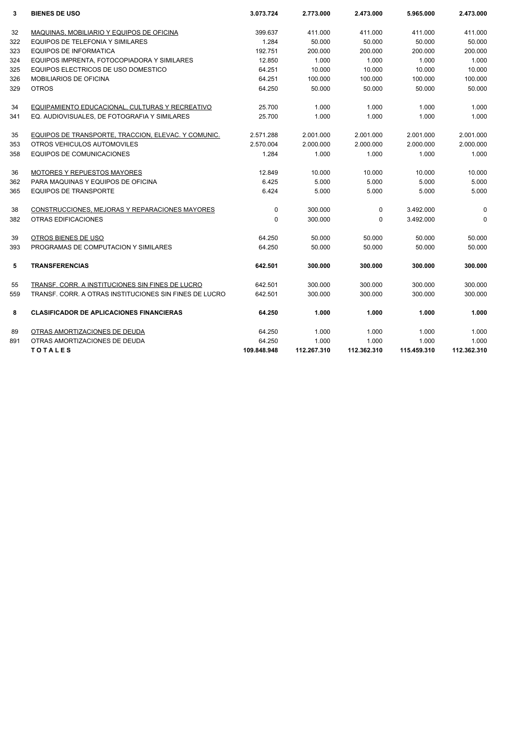| | | | | | | |
|---|---|---|---|---|---|---|
| **3** | **BIENES DE USO** | **3.073.724** | **2.773.000** | **2.473.000** | **5.965.000** | **2.473.000** |
| 32 | MAQUINAS, MOBILIARIO Y EQUIPOS DE OFICINA | 399.637 | 411.000 | 411.000 | 411.000 | 411.000 |
| 322 | EQUIPOS DE TELEFONIA Y SIMILARES | 1.284 | 50.000 | 50.000 | 50.000 | 50.000 |
| 323 | EQUIPOS DE INFORMATICA | 192.751 | 200.000 | 200.000 | 200.000 | 200.000 |
| 324 | EQUIPOS IMPRENTA, FOTOCOPIADORA Y SIMILARES | 12.850 | 1.000 | 1.000 | 1.000 | 1.000 |
| 325 | EQUIPOS ELECTRICOS DE USO DOMESTICO | 64.251 | 10.000 | 10.000 | 10.000 | 10.000 |
| 326 | MOBILIARIOS DE OFICINA | 64.251 | 100.000 | 100.000 | 100.000 | 100.000 |
| 329 | OTROS | 64.250 | 50.000 | 50.000 | 50.000 | 50.000 |
| 34 | EQUIPAMIENTO EDUCACIONAL, CULTURAS Y RECREATIVO | 25.700 | 1.000 | 1.000 | 1.000 | 1.000 |
| 341 | EQ. AUDIOVISUALES, DE FOTOGRAFIA Y SIMILARES | 25.700 | 1.000 | 1.000 | 1.000 | 1.000 |
| 35 | EQUIPOS DE TRANSPORTE, TRACCION, ELEVAC. Y COMUNIC. | 2.571.288 | 2.001.000 | 2.001.000 | 2.001.000 | 2.001.000 |
| 353 | OTROS VEHICULOS AUTOMOVILES | 2.570.004 | 2.000.000 | 2.000.000 | 2.000.000 | 2.000.000 |
| 358 | EQUIPOS DE COMUNICACIONES | 1.284 | 1.000 | 1.000 | 1.000 | 1.000 |
| 36 | MOTORES Y REPUESTOS MAYORES | 12.849 | 10.000 | 10.000 | 10.000 | 10.000 |
| 362 | PARA MAQUINAS Y EQUIPOS DE OFICINA | 6.425 | 5.000 | 5.000 | 5.000 | 5.000 |
| 365 | EQUIPOS DE TRANSPORTE | 6.424 | 5.000 | 5.000 | 5.000 | 5.000 |
| 38 | CONSTRUCCIONES, MEJORAS Y REPARACIONES MAYORES | 0 | 300.000 | 0 | 3.492.000 | 0 |
| 382 | OTRAS EDIFICACIONES | 0 | 300.000 | 0 | 3.492.000 | 0 |
| 39 | OTROS BIENES DE USO | 64.250 | 50.000 | 50.000 | 50.000 | 50.000 |
| 393 | PROGRAMAS DE COMPUTACION Y SIMILARES | 64.250 | 50.000 | 50.000 | 50.000 | 50.000 |
| **5** | **TRANSFERENCIAS** | **642.501** | **300.000** | **300.000** | **300.000** | **300.000** |
| 55 | TRANSF. CORR. A INSTITUCIONES SIN FINES DE LUCRO | 642.501 | 300.000 | 300.000 | 300.000 | 300.000 |
| 559 | TRANSF. CORR. A OTRAS INSTITUCIONES SIN FINES DE LUCRO | 642.501 | 300.000 | 300.000 | 300.000 | 300.000 |
| **8** | **CLASIFICADOR DE APLICACIONES FINANCIERAS** | **64.250** | **1.000** | **1.000** | **1.000** | **1.000** |
| 89 | OTRAS AMORTIZACIONES DE DEUDA | 64.250 | 1.000 | 1.000 | 1.000 | 1.000 |
| 891 | OTRAS AMORTIZACIONES DE DEUDA | 64.250 | 1.000 | 1.000 | 1.000 | 1.000 |
| | **T O T A L E S** | **109.848.948** | **112.267.310** | **112.362.310** | **115.459.310** | **112.362.310** |